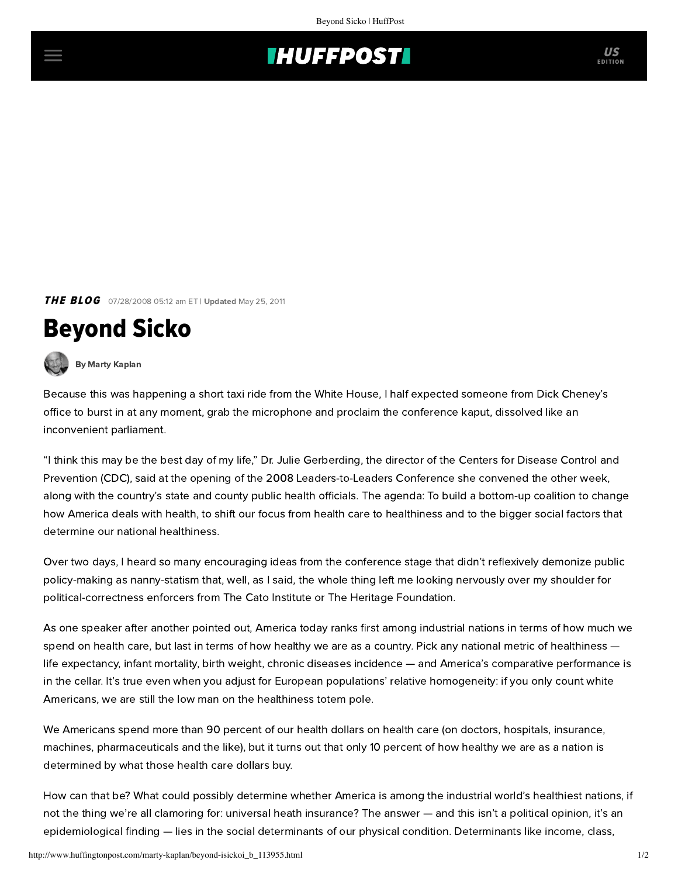*THE BLOG* 07/28/2008 05:12 am ET | **Updated** May 25, 2011

# Beyond Sicko

**By Marty Kaplan**

Because this was happening a short taxi ride from the White House, I half expected someone from Dick Cheney's office to burst in at any moment, grab the microphone and proclaim the conference kaput, dissolved like an inconvenient parliament.

"I think this may be the best day of my life," Dr. Julie Gerberding, the director of the Centers for Disease Control and Prevention (CDC), said at the opening of the 2008 Leaders-to-Leaders Conference she convened the other week, along with the country's state and county public health officials. The agenda: To build a bottom-up coalition to change how America deals with health, to shift our focus from health care to healthiness and to the bigger social factors that determine our national healthiness.

Over two days, I heard so many encouraging ideas from the conference stage that didn't reflexively demonize public policy-making as nanny-statism that, well, as I said, the whole thing left me looking nervously over my shoulder for political-correctness enforcers from The Cato Institute or The Heritage Foundation.

As one speaker after another pointed out, America today ranks first among industrial nations in terms of how much we spend on health care, but last in terms of how healthy we are as a country. Pick any national metric of healthiness — life expectancy, infant mortality, birth weight, chronic diseases incidence — and America's comparative performance is in the cellar. It's true even when you adjust for European populations' relative homogeneity: if you only count white Americans, we are still the low man on the healthiness totem pole.

We Americans spend more than 90 percent of our health dollars on health care (on doctors, hospitals, insurance, machines, pharmaceuticals and the like), but it turns out that only 10 percent of how healthy we are as a nation is determined by what those health care dollars buy.

How can that be? What could possibly determine whether America is among the industrial world's healthiest nations, if not the thing we're all clamoring for: universal heath insurance? The answer — and this isn't a political opinion, it's an epidemiological finding — lies in the social determinants of our physical condition. Determinants like income, class,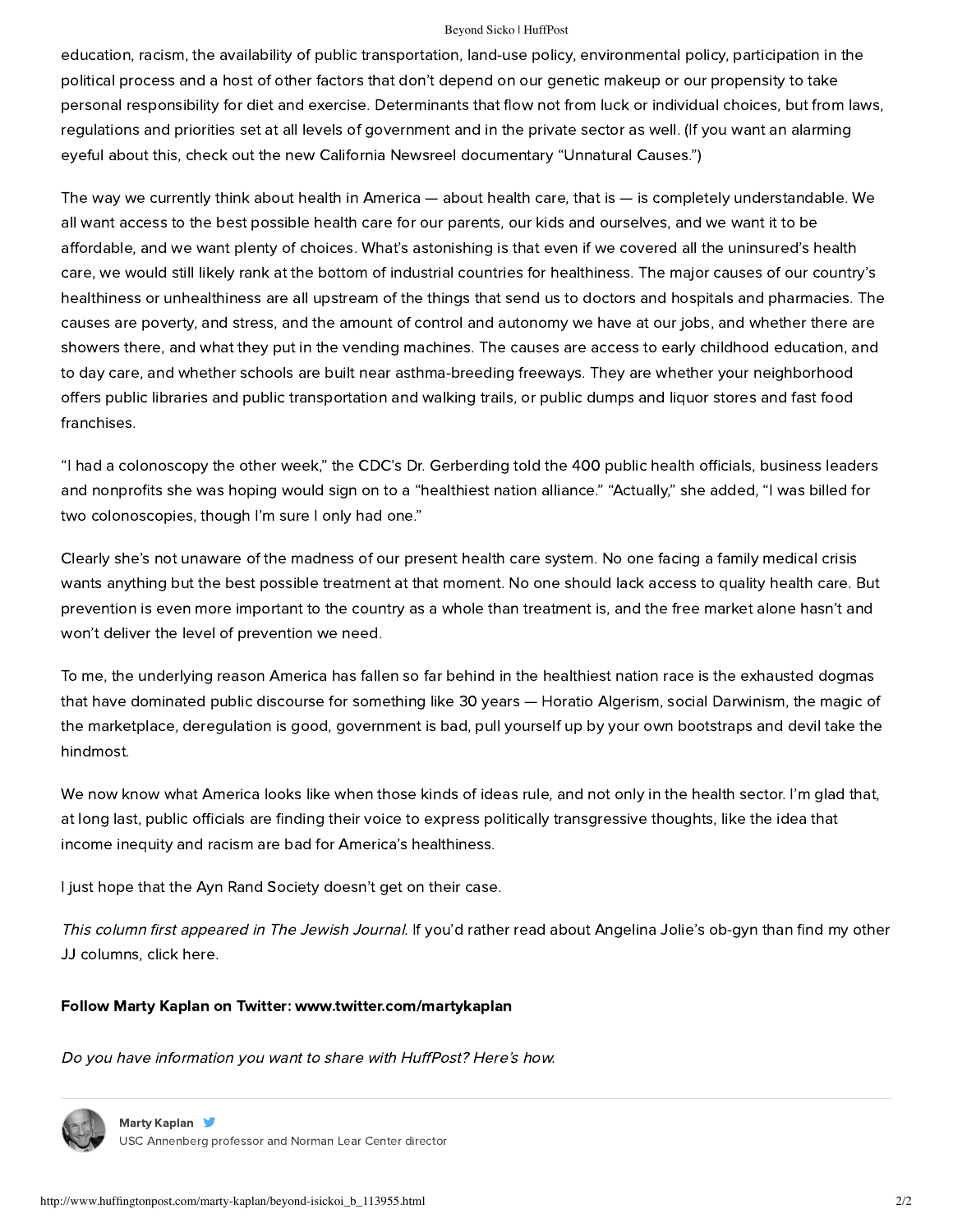education, racism, the availability of public transportation, land-use policy, environmental policy, participation in the political process and a host of other factors that don't depend on our genetic makeup or our propensity to take personal responsibility for diet and exercise. Determinants that flow not from luck or individual choices, but from laws, regulations and priorities set at all levels of government and in the private sector as well. (If you want an alarming eyeful about this, check out the new California Newsreel documentary "Unnatural Causes.")

The way we currently think about health in America — about health care, that is — is completely understandable. We all want access to the best possible health care for our parents, our kids and ourselves, and we want it to be affordable, and we want plenty of choices. What's astonishing is that even if we covered all the uninsured's health care, we would still likely rank at the bottom of industrial countries for healthiness. The major causes of our country's healthiness or unhealthiness are all upstream of the things that send us to doctors and hospitals and pharmacies. The causes are poverty, and stress, and the amount of control and autonomy we have at our jobs, and whether there are showers there, and what they put in the vending machines. The causes are access to early childhood education, and to day care, and whether schools are built near asthma-breeding freeways. They are whether your neighborhood offers public libraries and public transportation and walking trails, or public dumps and liquor stores and fast food franchises.

"I had a colonoscopy the other week," the CDC's Dr. Gerberding told the 400 public health officials, business leaders and nonprofits she was hoping would sign on to a "healthiest nation alliance." "Actually," she added, "I was billed for two colonoscopies, though I'm sure I only had one."

Clearly she's not unaware of the madness of our present health care system. No one facing a family medical crisis wants anything but the best possible treatment at that moment. No one should lack access to quality health care. But prevention is even more important to the country as a whole than treatment is, and the free market alone hasn't and won't deliver the level of prevention we need.

To me, the underlying reason America has fallen so far behind in the healthiest nation race is the exhausted dogmas that have dominated public discourse for something like 30 years — Horatio Algerism, social Darwinism, the magic of the marketplace, deregulation is good, government is bad, pull yourself up by your own bootstraps and devil take the hindmost.

We now know what America looks like when those kinds of ideas rule, and not only in the health sector. I'm glad that, at long last, public officials are finding their voice to express politically transgressive thoughts, like the idea that income inequity and racism are bad for America's healthiness.

I just hope that the Ayn Rand Society doesn't get on their case.

*This column first appeared in The Jewish Journal.* If you'd rather read about Angelina Jolie's ob-gyn than find my other JJ columns, click here.

**Follow Marty Kaplan on Twitter: www.twitter.com/martykaplan**

*Do you have information you want to share with HuffPost? Here's how.*

**Marty Kaplan**

USC Annenberg professor and Norman Lear Center director